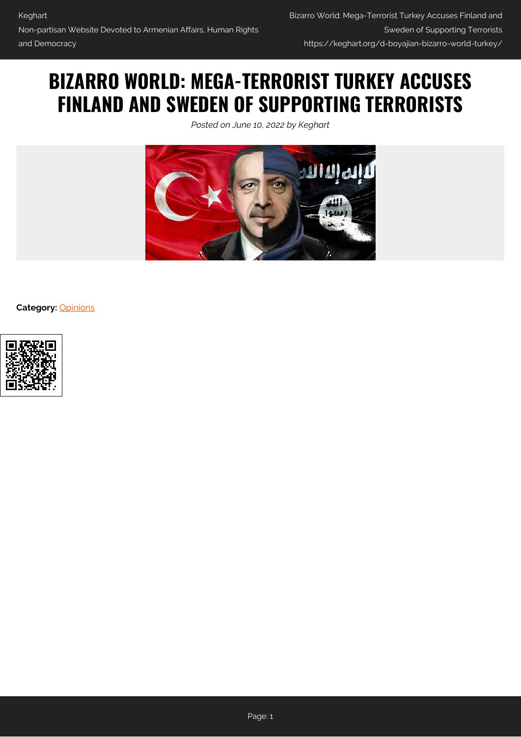# BIZARRO WORLD: MEGA-TERRORIST TURKEY ACCUSES FINLAND AND SWEDEN OF SUPPORTING TERRORISTS

*Posted on June 10, 2022 by Keghart*

**Category:** Opinions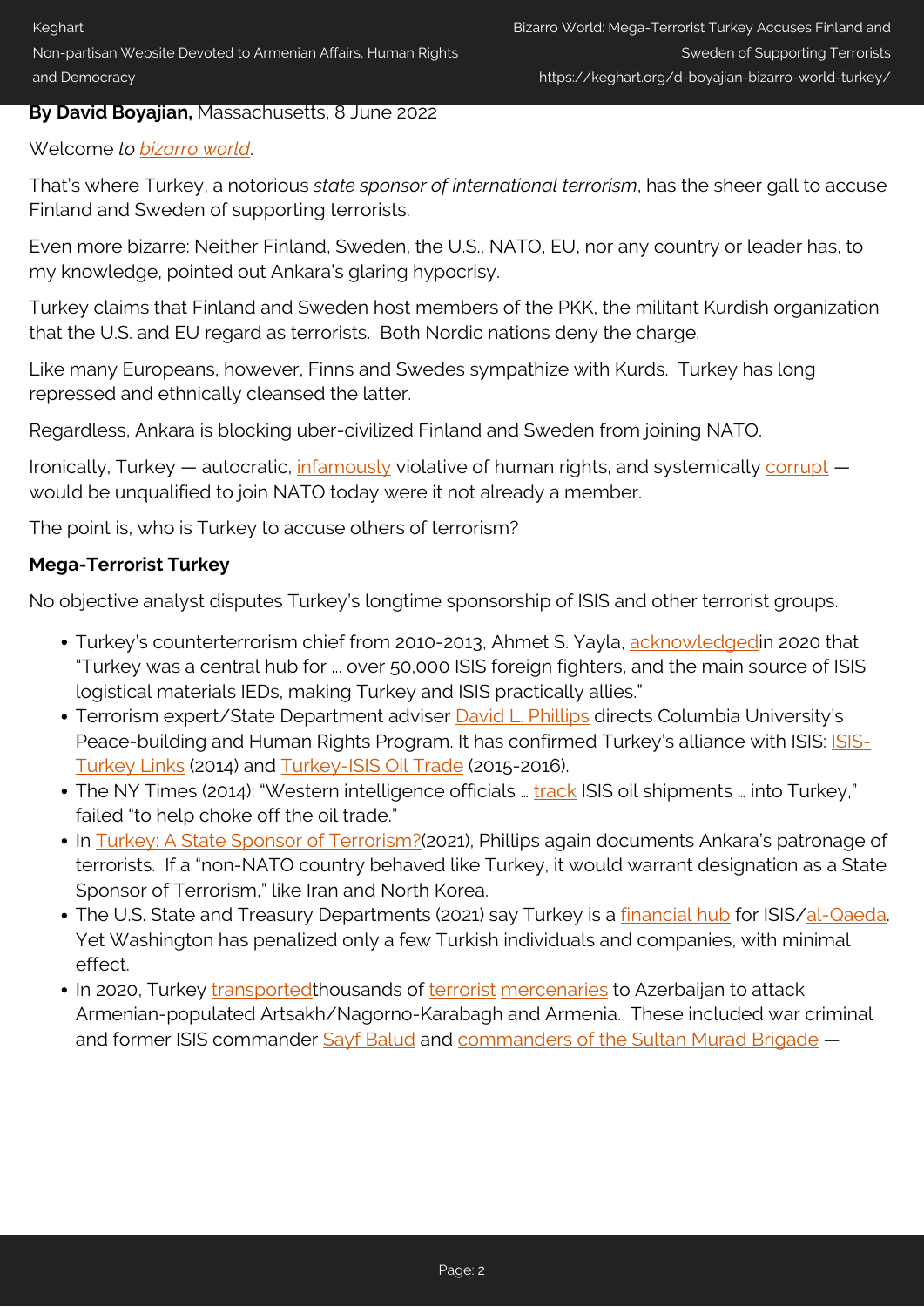**By David Boyajian,** Massachusetts, 8 June 2022

Welcome *to bizarro world*.

That's where Turkey, a notorious *state sponsor of international terrorism*, has the sheer gall to accuse Finland and Sweden of supporting terrorists.

Even more bizarre: Neither Finland, Sweden, the U.S., NATO, EU, nor any country or leader has, to my knowledge, pointed out Ankara's glaring hypocrisy.

Turkey claims that Finland and Sweden host members of the PKK, the militant Kurdish organization that the U.S. and EU regard as terrorists. Both Nordic nations deny the charge.

Like many Europeans, however, Finns and Swedes sympathize with Kurds. Turkey has long repressed and ethnically cleansed the latter.

Regardless, Ankara is blocking uber-civilized Finland and Sweden from joining NATO.

Ironically, Turkey — autocratic, infamously violative of human rights, and systemically corrupt — would be unqualified to join NATO today were it not already a member.

The point is, who is Turkey to accuse others of terrorism?

**Mega-Terrorist Turkey**

No objective analyst disputes Turkey's longtime sponsorship of ISIS and other terrorist groups.

- Turkey's counterterrorism chief from 2010-2013, Ahmet S. Yayla, acknowledgedin 2020 that "Turkey was a central hub for … over 50,000 ISIS foreign fighters, and the main source of ISIS logistical materials IEDs, making Turkey and ISIS practically allies."
- Terrorism expert/State Department adviser David L. Phillips directs Columbia University's Peace-building and Human Rights Program. It has confirmed Turkey's alliance with ISIS: ISIS-Turkey Links (2014) and Turkey-ISIS Oil Trade (2015-2016).
- The NY Times (2014): "Western intelligence officials … track ISIS oil shipments … into Turkey," failed "to help choke off the oil trade."
- In Turkey: A State Sponsor of Terrorism?(2021), Phillips again documents Ankara's patronage of terrorists. If a "non-NATO country behaved like Turkey, it would warrant designation as a State Sponsor of Terrorism," like Iran and North Korea.
- The U.S. State and Treasury Departments (2021) say Turkey is a financial hub for ISIS/al-Qaeda. Yet Washington has penalized only a few Turkish individuals and companies, with minimal effect.
- In 2020, Turkey transportedthousands of terrorist mercenaries to Azerbaijan to attack Armenian-populated Artsakh/Nagorno-Karabagh and Armenia. These included war criminal and former ISIS commander Sayf Balud and commanders of the Sultan Murad Brigade —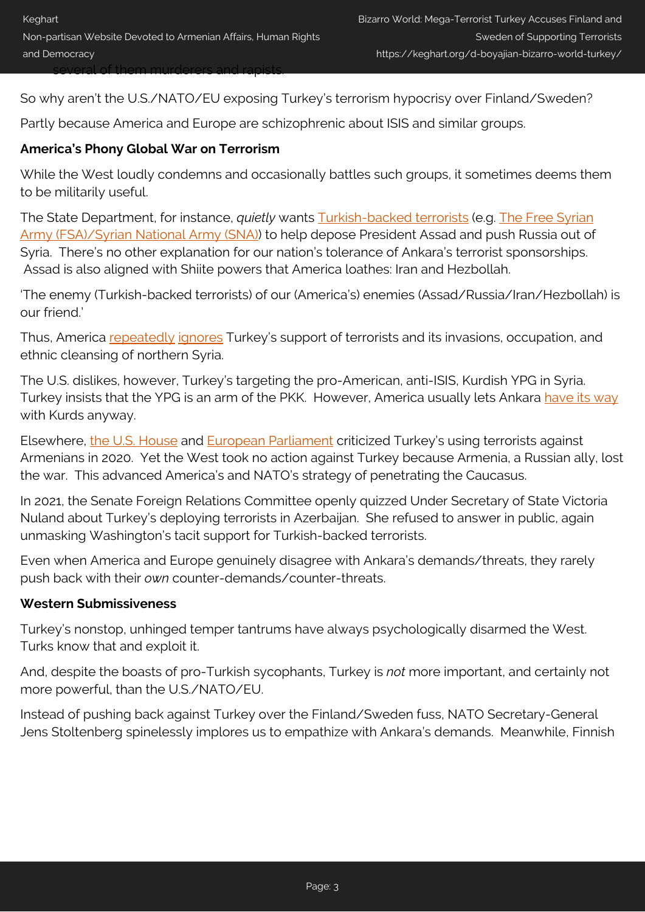several of them murderers and rapists.

So why aren't the U.S./NATO/EU exposing Turkey's terrorism hypocrisy over Finland/Sweden?

Partly because America and Europe are schizophrenic about ISIS and similar groups.

**America's Phony Global War on Terrorism**

While the West loudly condemns and occasionally battles such groups, it sometimes deems them to be militarily useful.

The State Department, for instance, *quietly* wants Turkish-backed terrorists (e.g. The Free Syrian Army (FSA)/Syrian National Army (SNA)) to help depose President Assad and push Russia out of Syria. There's no other explanation for our nation's tolerance of Ankara's terrorist sponsorships. Assad is also aligned with Shiite powers that America loathes: Iran and Hezbollah.

'The enemy (Turkish-backed terrorists) of our (America's) enemies (Assad/Russia/Iran/Hezbollah) is our friend.'

Thus, America repeatedly ignores Turkey's support of terrorists and its invasions, occupation, and ethnic cleansing of northern Syria.

The U.S. dislikes, however, Turkey's targeting the pro-American, anti-ISIS, Kurdish YPG in Syria. Turkey insists that the YPG is an arm of the PKK. However, America usually lets Ankara have its way with Kurds anyway.

Elsewhere, the U.S. House and European Parliament criticized Turkey's using terrorists against Armenians in 2020. Yet the West took no action against Turkey because Armenia, a Russian ally, lost the war. This advanced America's and NATO's strategy of penetrating the Caucasus.

In 2021, the Senate Foreign Relations Committee openly quizzed Under Secretary of State Victoria Nuland about Turkey's deploying terrorists in Azerbaijan. She refused to answer in public, again unmasking Washington's tacit support for Turkish-backed terrorists.

Even when America and Europe genuinely disagree with Ankara's demands/threats, they rarely push back with their *own* counter-demands/counter-threats.

**Western Submissiveness**

Turkey's nonstop, unhinged temper tantrums have always psychologically disarmed the West. Turks know that and exploit it.

And, despite the boasts of pro-Turkish sycophants, Turkey is *not* more important, and certainly not more powerful, than the U.S./NATO/EU.

Instead of pushing back against Turkey over the Finland/Sweden fuss, NATO Secretary-General Jens Stoltenberg spinelessly implores us to empathize with Ankara's demands. Meanwhile, Finnish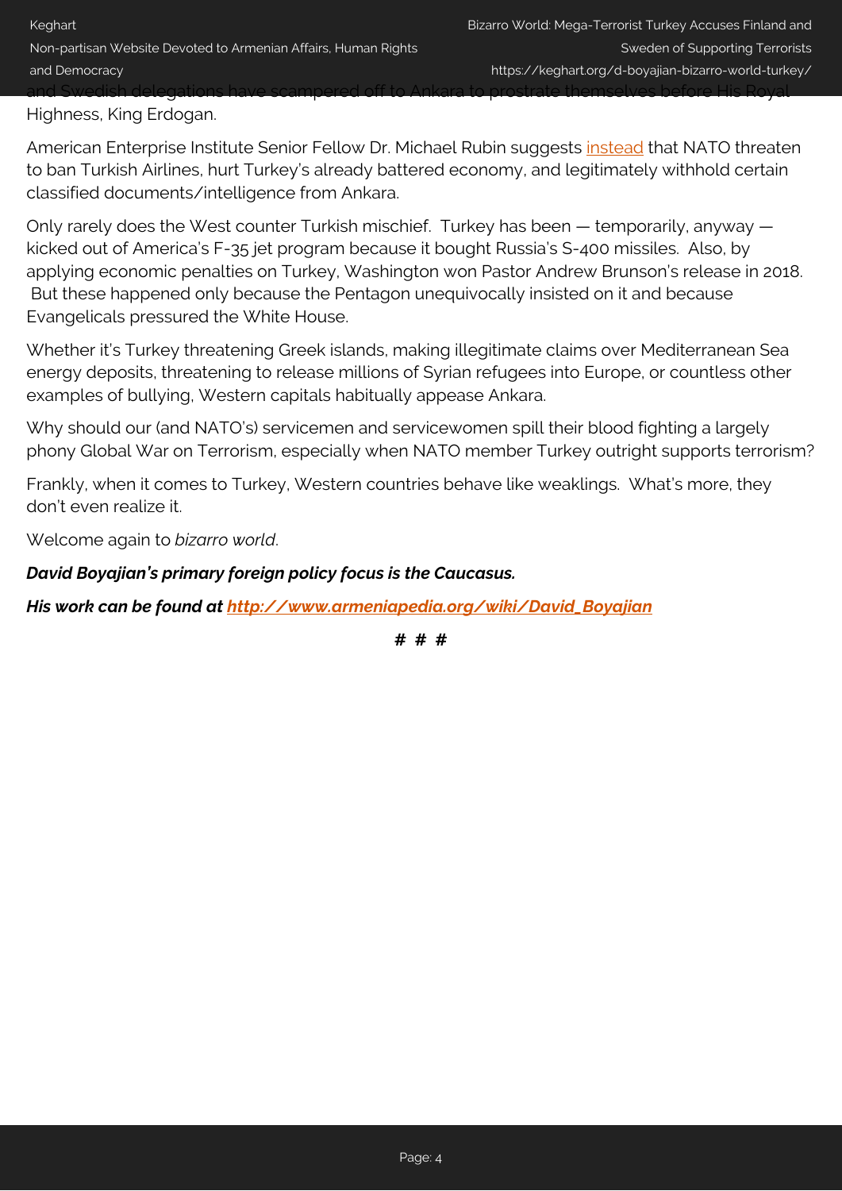and Swedish delegations have scampered off to Ankara to prostrate themselves before His Royal Highness, King Erdogan.

American Enterprise Institute Senior Fellow Dr. Michael Rubin suggests instead that NATO threaten to ban Turkish Airlines, hurt Turkey's already battered economy, and legitimately withhold certain classified documents/intelligence from Ankara.

Only rarely does the West counter Turkish mischief. Turkey has been — temporarily, anyway — kicked out of America's F-35 jet program because it bought Russia's S-400 missiles. Also, by applying economic penalties on Turkey, Washington won Pastor Andrew Brunson's release in 2018. But these happened only because the Pentagon unequivocally insisted on it and because Evangelicals pressured the White House.

Whether it's Turkey threatening Greek islands, making illegitimate claims over Mediterranean Sea energy deposits, threatening to release millions of Syrian refugees into Europe, or countless other examples of bullying, Western capitals habitually appease Ankara.

Why should our (and NATO's) servicemen and servicewomen spill their blood fighting a largely phony Global War on Terrorism, especially when NATO member Turkey outright supports terrorism?

Frankly, when it comes to Turkey, Western countries behave like weaklings. What's more, they don't even realize it.

Welcome again to *bizarro world*.

***David Boyajian's primary foreign policy focus is the Caucasus.***

***His work can be found at http://www.armeniapedia.org/wiki/David_Boyajian***

**# # #**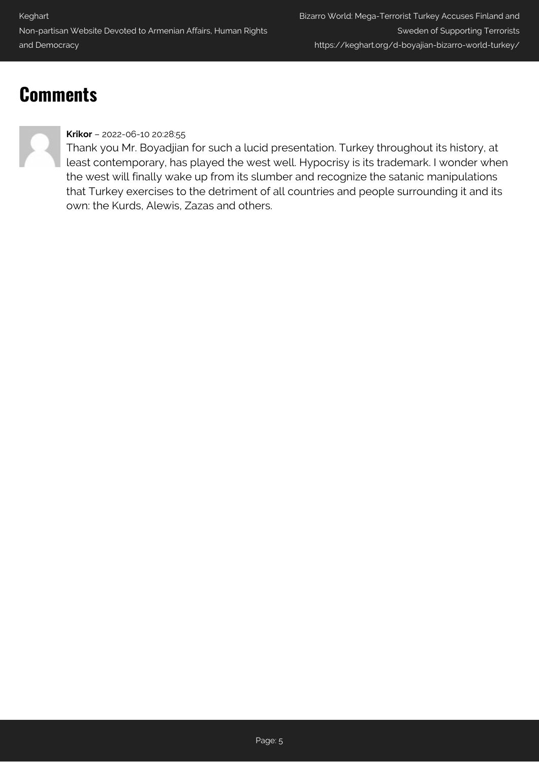## Comments

**Krikor** – 2022-06-10 20:28:55

Thank you Mr. Boyadjian for such a lucid presentation. Turkey throughout its history, at least contemporary, has played the west well. Hypocrisy is its trademark. I wonder when the west will finally wake up from its slumber and recognize the satanic manipulations that Turkey exercises to the detriment of all countries and people surrounding it and its own: the Kurds, Alewis, Zazas and others.